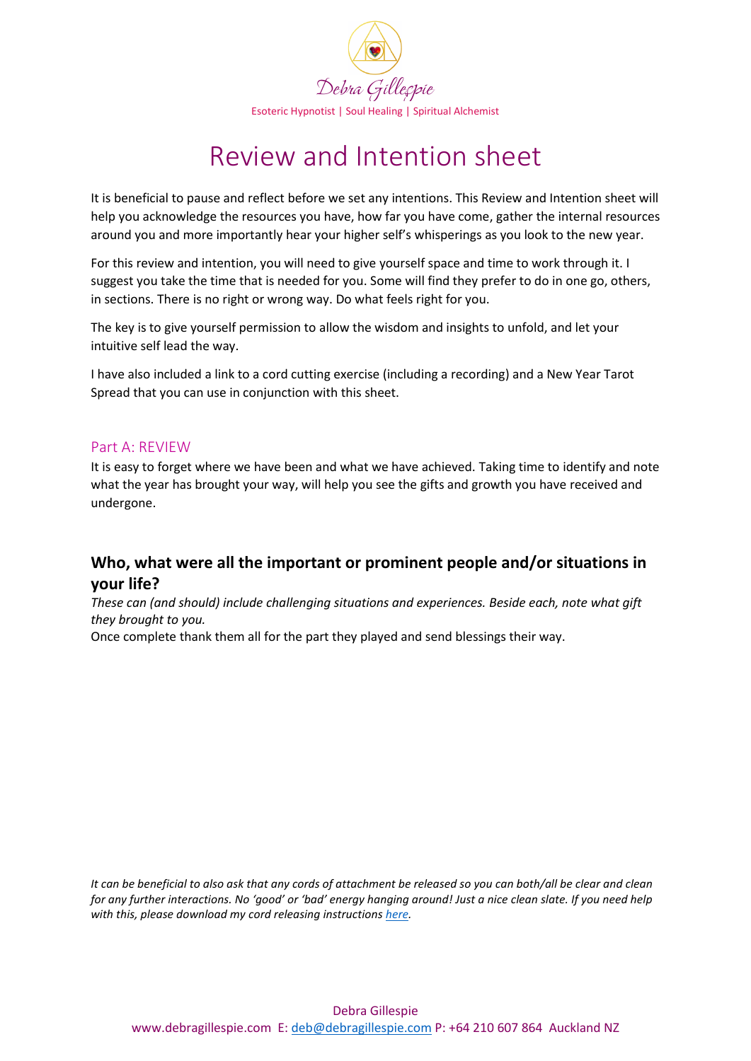Debra Gillespie

Esoteric Hypnotist | Soul Healing | Spiritual Alchemist

# Review and Intention sheet

It is beneficial to pause and reflect before we set any intentions. This Review and Intention sheet will help you acknowledge the resources you have, how far you have come, gather the internal resources around you and more importantly hear your higher self's whisperings as you look to the new year.

For this review and intention, you will need to give yourself space and time to work through it. I suggest you take the time that is needed for you. Some will find they prefer to do in one go, others, in sections. There is no right or wrong way. Do what feels right for you.

The key is to give yourself permission to allow the wisdom and insights to unfold, and let your intuitive self lead the way.

I have also included a link to a cord cutting exercise (including a recording) and a New Year Tarot Spread that you can use in conjunction with this sheet.

## Part A: REVIEW

It is easy to forget where we have been and what we have achieved. Taking time to identify and note what the year has brought your way, will help you see the gifts and growth you have received and undergone.

### Who, what were all the important or prominent people and/or situations in your life?

*These can (and should) include challenging situations and experiences. Beside each, note what gift they brought to you.*

Once complete thank them all for the part they played and send blessings their way.

*It can be beneficial to also ask that any cords of attachment be released so you can both/all be clear and clean for any further interactions. No 'good' or 'bad' energy hanging around! Just a nice clean slate. If you need help with this, please download my cord releasing instructions [here](#).*

Debra Gillespie

www.debragillespie.com E: deb@debragillespie.com P: +64 210 607 864 Auckland NZ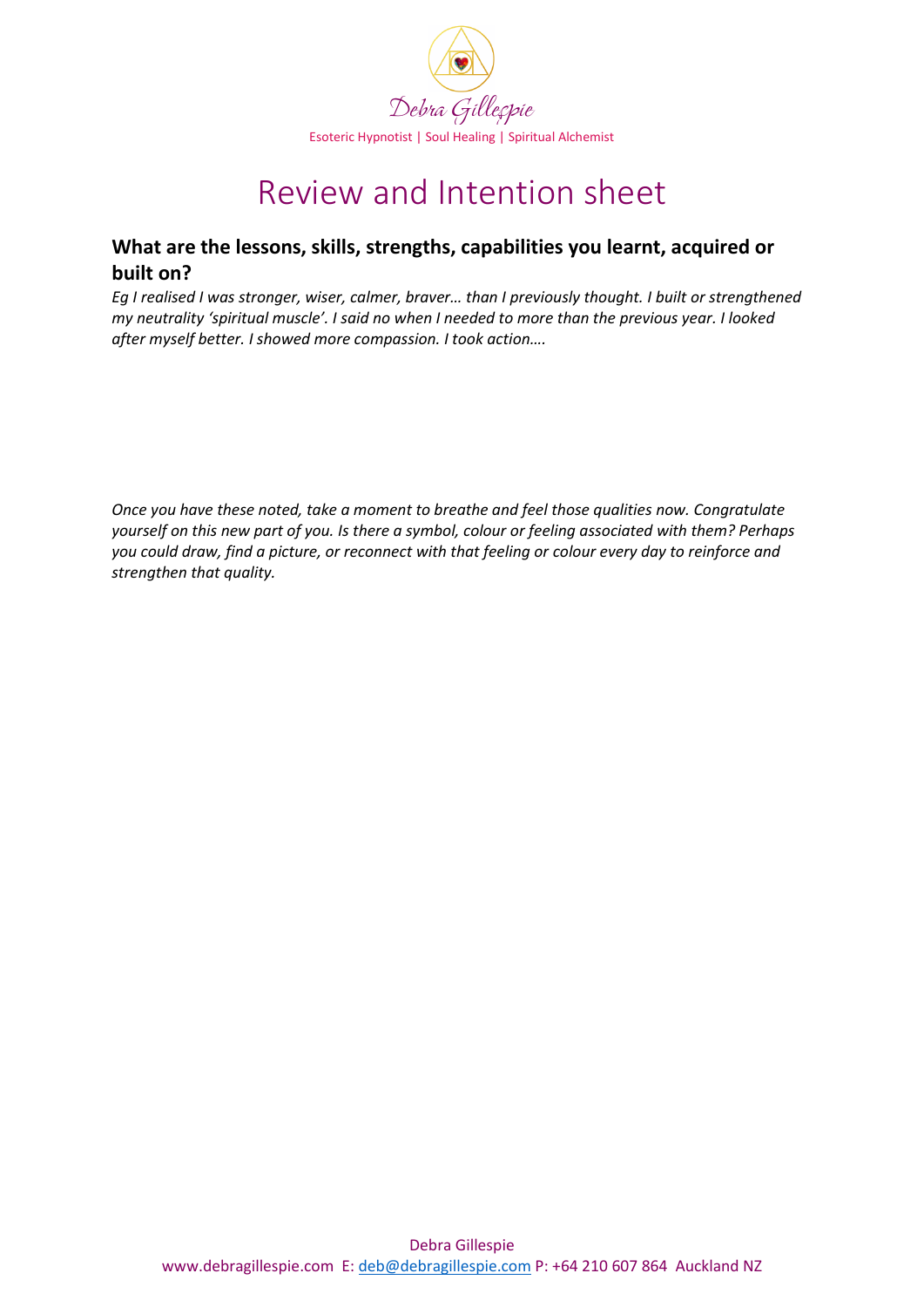Debra Gillespie

Esoteric Hypnotist | Soul Healing | Spiritual Alchemist

# Review and Intention sheet

## What are the lessons, skills, strengths, capabilities you learnt, acquired or built on?

*Eg I realised I was stronger, wiser, calmer, braver… than I previously thought. I built or strengthened my neutrality 'spiritual muscle'. I said no when I needed to more than the previous year. I looked after myself better. I showed more compassion. I took action….*

*Once you have these noted, take a moment to breathe and feel those qualities now. Congratulate yourself on this new part of you. Is there a symbol, colour or feeling associated with them? Perhaps you could draw, find a picture, or reconnect with that feeling or colour every day to reinforce and strengthen that quality.*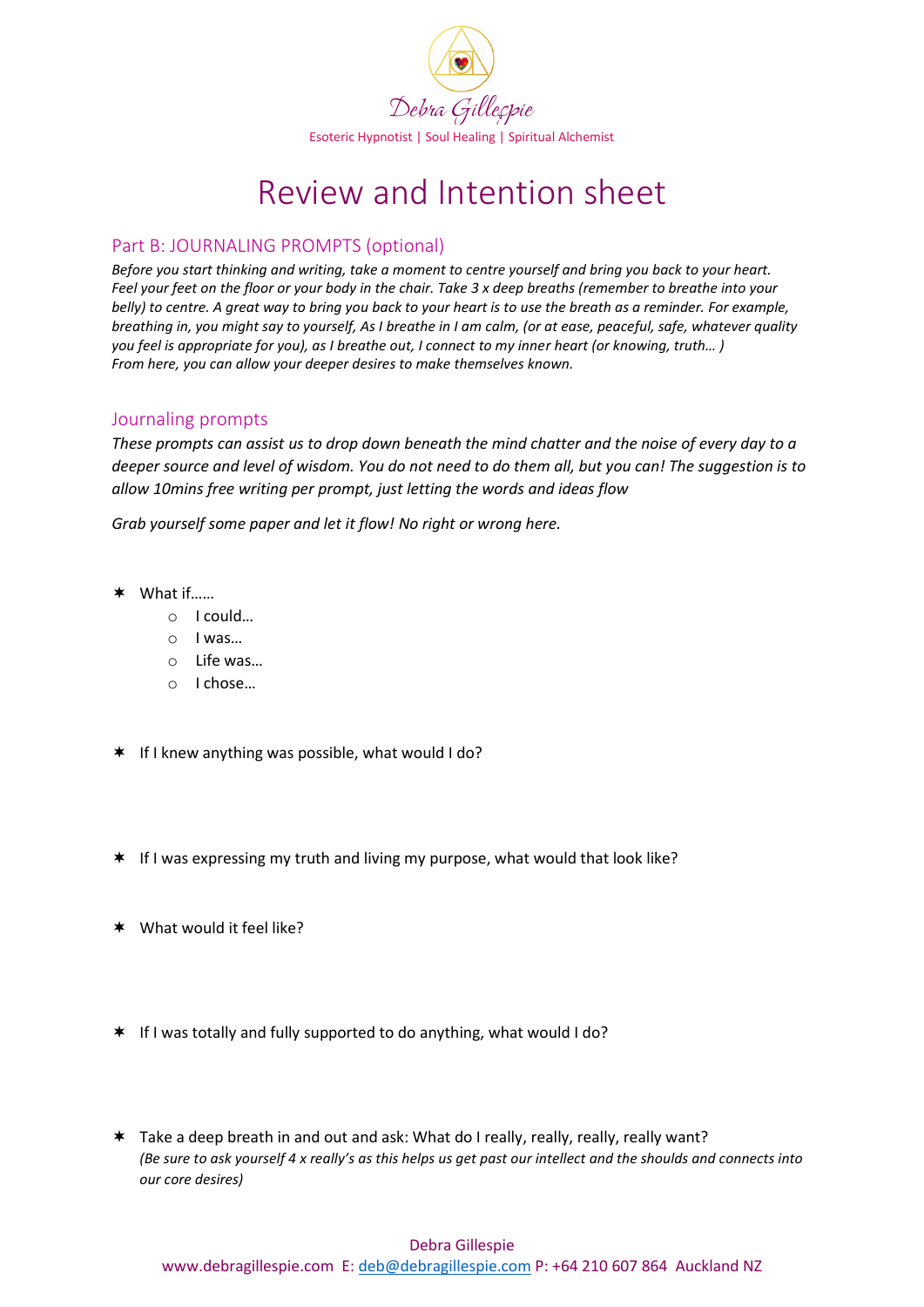Debra Gillespie

Esoteric Hypnotist | Soul Healing | Spiritual Alchemist

# Review and Intention sheet

## Part B: JOURNALING PROMPTS (optional)

*Before you start thinking and writing, take a moment to centre yourself and bring you back to your heart. Feel your feet on the floor or your body in the chair. Take 3 x deep breaths (remember to breathe into your belly) to centre. A great way to bring you back to your heart is to use the breath as a reminder. For example, breathing in, you might say to yourself, As I breathe in I am calm, (or at ease, peaceful, safe, whatever quality you feel is appropriate for you), as I breathe out, I connect to my inner heart (or knowing, truth… ) From here, you can allow your deeper desires to make themselves known.*

## Journaling prompts

*These prompts can assist us to drop down beneath the mind chatter and the noise of every day to a deeper source and level of wisdom. You do not need to do them all, but you can! The suggestion is to allow 10mins free writing per prompt, just letting the words and ideas flow*

*Grab yourself some paper and let it flow! No right or wrong here.*

- What if……
  - I could…
  - I was…
  - Life was…
  - I chose…

- If I knew anything was possible, what would I do?

- If I was expressing my truth and living my purpose, what would that look like?

- What would it feel like?

- If I was totally and fully supported to do anything, what would I do?

- Take a deep breath in and out and ask: What do I really, really, really, really want?
  *(Be sure to ask yourself 4 x really's as this helps us get past our intellect and the shoulds and connects into our core desires)*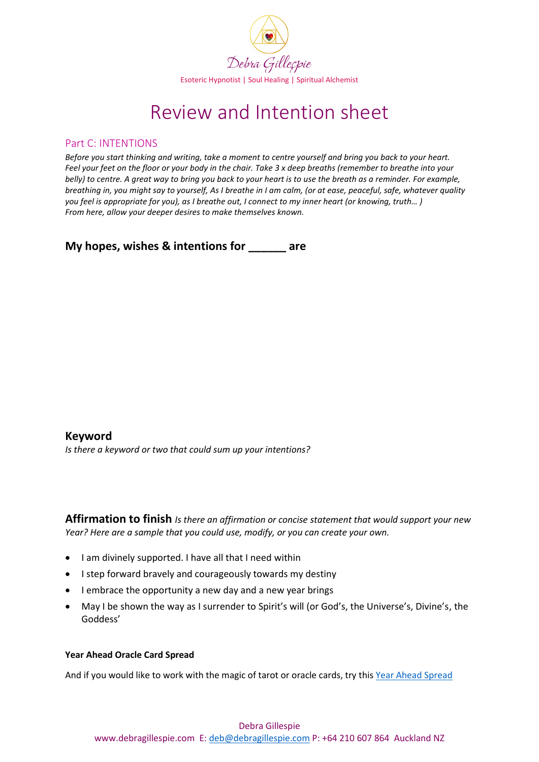# Review and Intention sheet

## Part C: INTENTIONS

*Before you start thinking and writing, take a moment to centre yourself and bring you back to your heart. Feel your feet on the floor or your body in the chair. Take 3 x deep breaths (remember to breathe into your belly) to centre. A great way to bring you back to your heart is to use the breath as a reminder. For example, breathing in, you might say to yourself, As I breathe in I am calm, (or at ease, peaceful, safe, whatever quality you feel is appropriate for you), as I breathe out, I connect to my inner heart (or knowing, truth… )*
*From here, allow your deeper desires to make themselves known.*

### My hopes, wishes & intentions for ______ are

### Keyword

*Is there a keyword or two that could sum up your intentions?*

**Affirmation to finish** *Is there an affirmation or concise statement that would support your new Year? Here are a sample that you could use, modify, or you can create your own.*

- I am divinely supported. I have all that I need within
- I step forward bravely and courageously towards my destiny
- I embrace the opportunity a new day and a new year brings
- May I be shown the way as I surrender to Spirit's will (or God's, the Universe's, Divine's, the Goddess'

**Year Ahead Oracle Card Spread**

And if you would like to work with the magic of tarot or oracle cards, try this [Year Ahead Spread]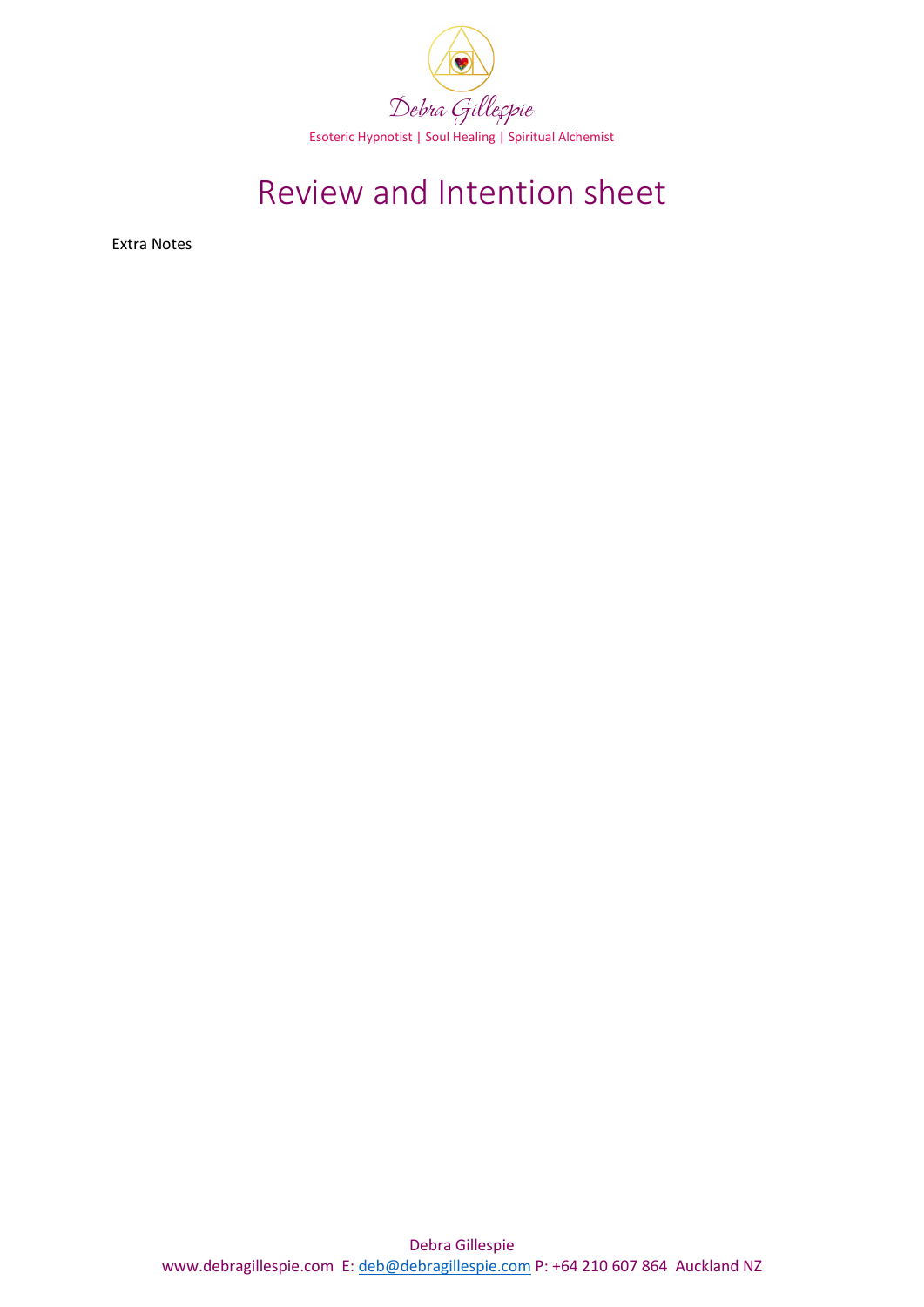Debra Gillespie

Esoteric Hypnotist | Soul Healing | Spiritual Alchemist

# Review and Intention sheet

Extra Notes

Debra Gillespie

www.debragillespie.com E: deb@debragillespie.com P: +64 210 607 864 Auckland NZ